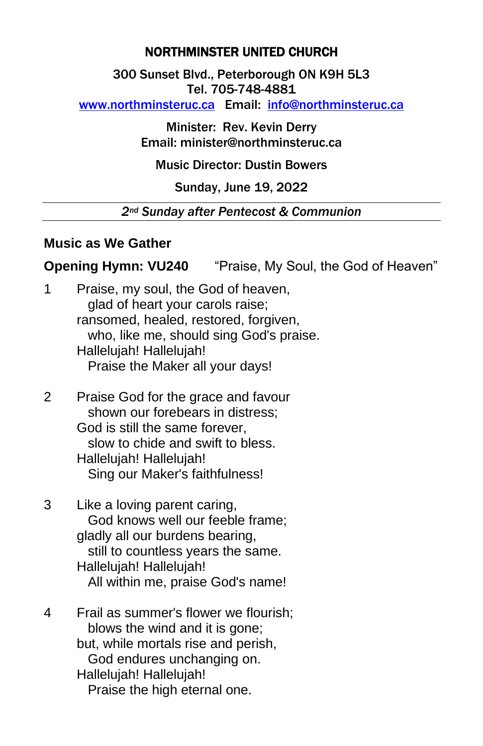# NORTHMINSTER UNITED CHURCH

300 Sunset Blvd., Peterborough ON K9H 5L3
Tel. 705-748-4881
[www.northminsteruc.ca](http://www.northminsteruc.ca) Email: [info@northminsteruc.ca](mailto:info@northminsteruc.ca)

Minister: Rev. Kevin Derry
Email: minister@northminsteruc.ca

Music Director: Dustin Bowers

Sunday, June 19, 2022

---

*2nd Sunday after Pentecost & Communion*

---

**Music as We Gather**

**Opening Hymn: VU240** "Praise, My Soul, the God of Heaven"

1 Praise, my soul, the God of heaven,
  glad of heart your carols raise;
ransomed, healed, restored, forgiven,
  who, like me, should sing God's praise.
Hallelujah! Hallelujah!
  Praise the Maker all your days!

2 Praise God for the grace and favour
  shown our forebears in distress;
God is still the same forever,
  slow to chide and swift to bless.
Hallelujah! Hallelujah!
  Sing our Maker's faithfulness!

3 Like a loving parent caring,
  God knows well our feeble frame;
gladly all our burdens bearing,
  still to countless years the same.
Hallelujah! Hallelujah!
  All within me, praise God's name!

4 Frail as summer's flower we flourish;
  blows the wind and it is gone;
but, while mortals rise and perish,
  God endures unchanging on.
Hallelujah! Hallelujah!
  Praise the high eternal one.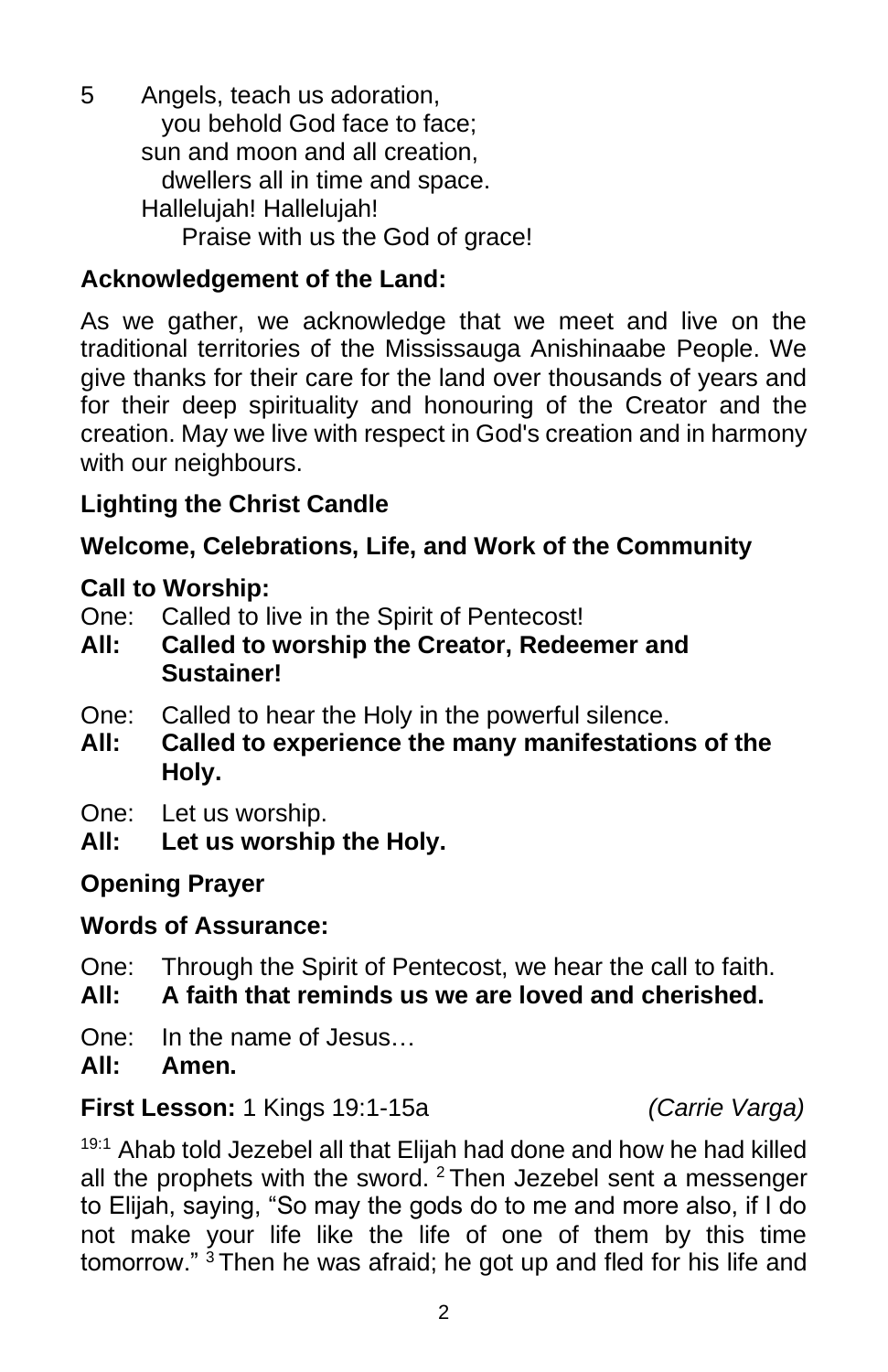5 Angels, teach us adoration,
  you behold God face to face;
sun and moon and all creation,
  dwellers all in time and space.
Hallelujah! Hallelujah!
  Praise with us the God of grace!

**Acknowledgement of the Land:**

As we gather, we acknowledge that we meet and live on the traditional territories of the Mississauga Anishinaabe People. We give thanks for their care for the land over thousands of years and for their deep spirituality and honouring of the Creator and the creation. May we live with respect in God's creation and in harmony with our neighbours.

**Lighting the Christ Candle**

**Welcome, Celebrations, Life, and Work of the Community**

**Call to Worship:**

One: Called to live in the Spirit of Pentecost!
**All: Called to worship the Creator, Redeemer and Sustainer!**

One: Called to hear the Holy in the powerful silence.
**All: Called to experience the many manifestations of the Holy.**

One: Let us worship.
**All: Let us worship the Holy.**

**Opening Prayer**

**Words of Assurance:**

One: Through the Spirit of Pentecost, we hear the call to faith.
**All: A faith that reminds us we are loved and cherished.**

One: In the name of Jesus…
**All: Amen.**

**First Lesson:** 1 Kings 19:1-15a *(Carrie Varga)*

[19:1] Ahab told Jezebel all that Elijah had done and how he had killed all the prophets with the sword. [2] Then Jezebel sent a messenger to Elijah, saying, "So may the gods do to me and more also, if I do not make your life like the life of one of them by this time tomorrow." [3] Then he was afraid; he got up and fled for his life and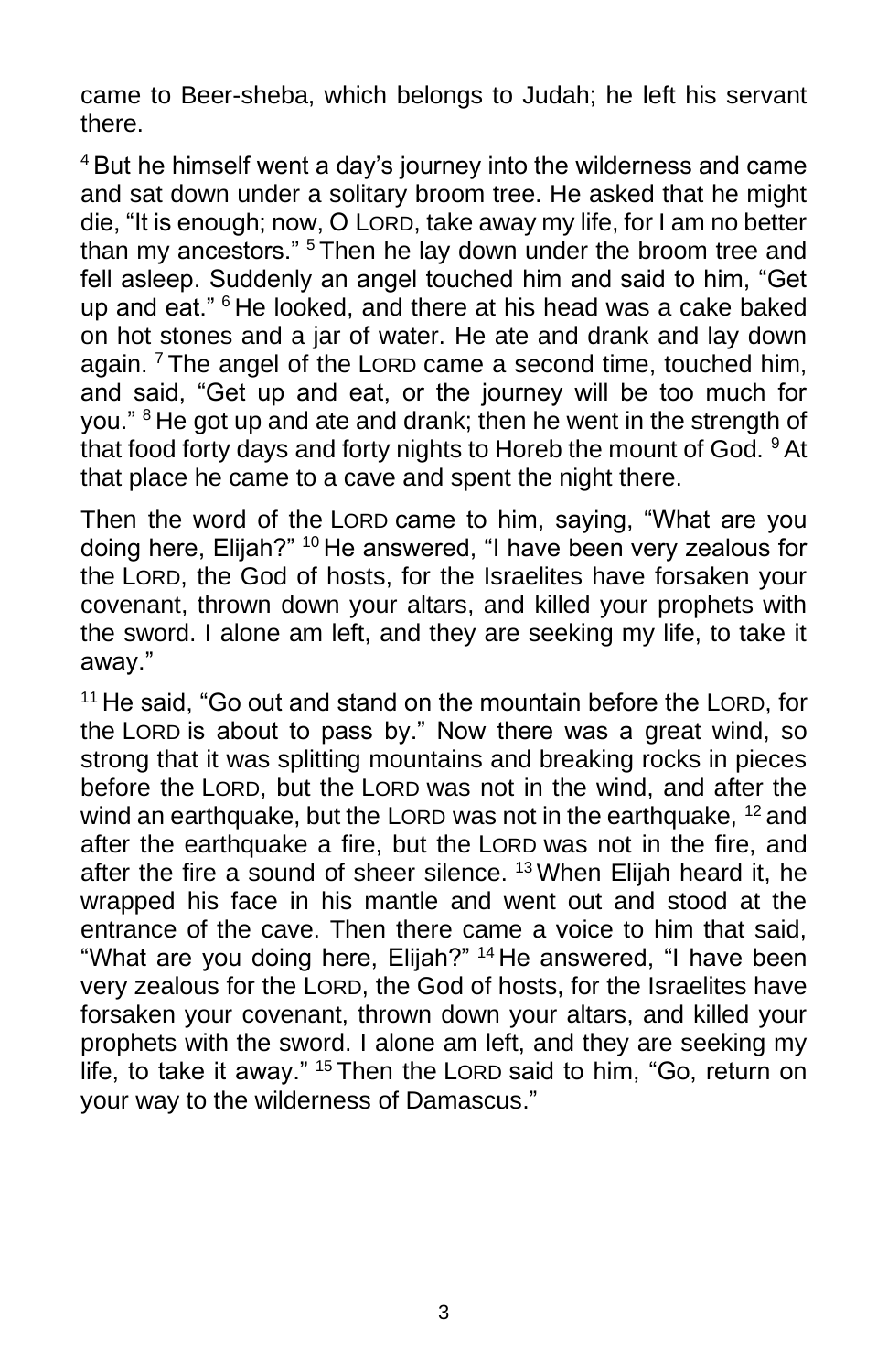came to Beer-sheba, which belongs to Judah; he left his servant there.

[4] But he himself went a day's journey into the wilderness and came and sat down under a solitary broom tree. He asked that he might die, "It is enough; now, O LORD, take away my life, for I am no better than my ancestors." [5] Then he lay down under the broom tree and fell asleep. Suddenly an angel touched him and said to him, "Get up and eat." [6] He looked, and there at his head was a cake baked on hot stones and a jar of water. He ate and drank and lay down again. [7] The angel of the LORD came a second time, touched him, and said, "Get up and eat, or the journey will be too much for you." [8] He got up and ate and drank; then he went in the strength of that food forty days and forty nights to Horeb the mount of God. [9] At that place he came to a cave and spent the night there.

Then the word of the LORD came to him, saying, "What are you doing here, Elijah?" [10] He answered, "I have been very zealous for the LORD, the God of hosts, for the Israelites have forsaken your covenant, thrown down your altars, and killed your prophets with the sword. I alone am left, and they are seeking my life, to take it away."

[11] He said, "Go out and stand on the mountain before the LORD, for the LORD is about to pass by." Now there was a great wind, so strong that it was splitting mountains and breaking rocks in pieces before the LORD, but the LORD was not in the wind, and after the wind an earthquake, but the LORD was not in the earthquake, [12] and after the earthquake a fire, but the LORD was not in the fire, and after the fire a sound of sheer silence. [13] When Elijah heard it, he wrapped his face in his mantle and went out and stood at the entrance of the cave. Then there came a voice to him that said, "What are you doing here, Elijah?" [14] He answered, "I have been very zealous for the LORD, the God of hosts, for the Israelites have forsaken your covenant, thrown down your altars, and killed your prophets with the sword. I alone am left, and they are seeking my life, to take it away." [15] Then the LORD said to him, "Go, return on your way to the wilderness of Damascus."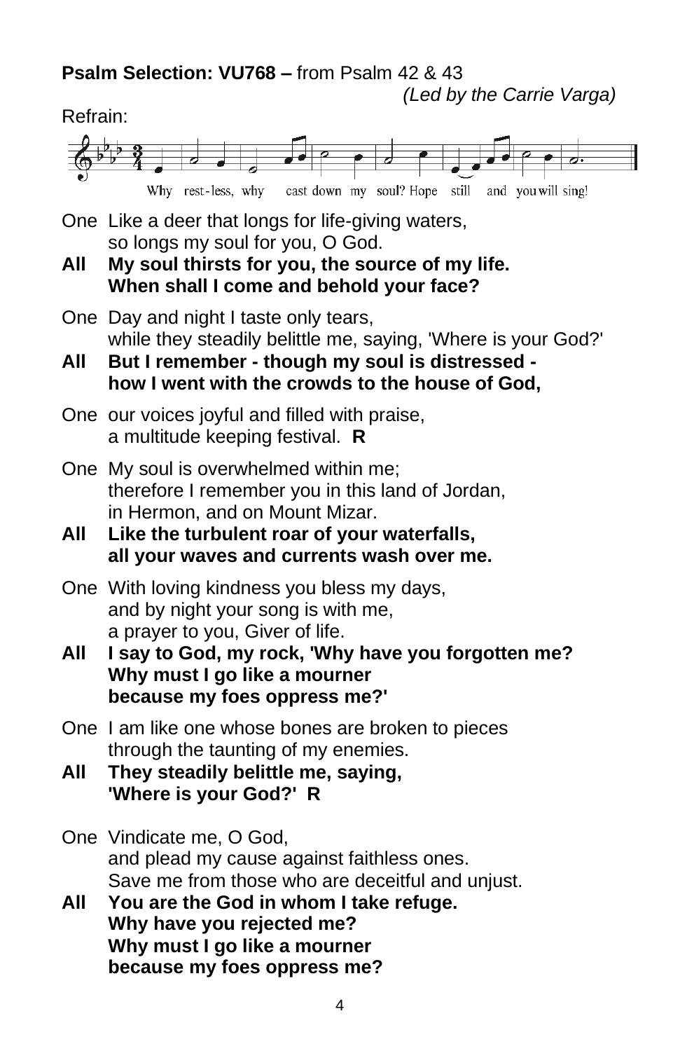**Psalm Selection: VU768 –** from Psalm 42 & 43

*(Led by the Carrie Varga)*

Refrain:

Why rest-less, why cast down my soul? Hope still and you will sing!

One Like a deer that longs for life-giving waters,
so longs my soul for you, O God.

**All My soul thirsts for you, the source of my life.**
**When shall I come and behold your face?**

One Day and night I taste only tears,
while they steadily belittle me, saying, 'Where is your God?'

**All But I remember - though my soul is distressed -**
**how I went with the crowds to the house of God,**

One our voices joyful and filled with praise,
a multitude keeping festival. **R**

One My soul is overwhelmed within me;
therefore I remember you in this land of Jordan,
in Hermon, and on Mount Mizar.

**All Like the turbulent roar of your waterfalls,**
**all your waves and currents wash over me.**

One With loving kindness you bless my days,
and by night your song is with me,
a prayer to you, Giver of life.

**All I say to God, my rock, 'Why have you forgotten me?**
**Why must I go like a mourner**
**because my foes oppress me?'**

One I am like one whose bones are broken to pieces
through the taunting of my enemies.

**All They steadily belittle me, saying,**
**'Where is your God?' R**

One Vindicate me, O God,
and plead my cause against faithless ones.
Save me from those who are deceitful and unjust.

**All You are the God in whom I take refuge.**
**Why have you rejected me?**
**Why must I go like a mourner**
**because my foes oppress me?**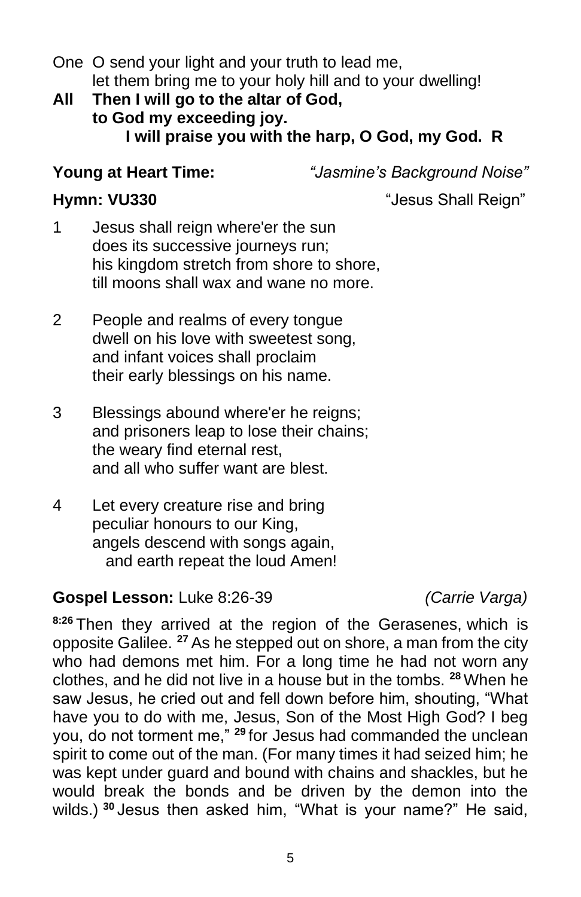One O send your light and your truth to lead me,
let them bring me to your holy hill and to your dwelling!

**All Then I will go to the altar of God,**
**to God my exceeding joy.**
**I will praise you with the harp, O God, my God. R**

**Young at Heart Time:** *"Jasmine's Background Noise"*

**Hymn: VU330** "Jesus Shall Reign"

1 Jesus shall reign where'er the sun
does its successive journeys run;
his kingdom stretch from shore to shore,
till moons shall wax and wane no more.

2 People and realms of every tongue
dwell on his love with sweetest song,
and infant voices shall proclaim
their early blessings on his name.

3 Blessings abound where'er he reigns;
and prisoners leap to lose their chains;
the weary find eternal rest,
and all who suffer want are blest.

4 Let every creature rise and bring
peculiar honours to our King,
angels descend with songs again,
and earth repeat the loud Amen!

**Gospel Lesson:** Luke 8:26-39 *(Carrie Varga)*

**8:26** Then they arrived at the region of the Gerasenes, which is opposite Galilee. **27** As he stepped out on shore, a man from the city who had demons met him. For a long time he had not worn any clothes, and he did not live in a house but in the tombs. **28** When he saw Jesus, he cried out and fell down before him, shouting, "What have you to do with me, Jesus, Son of the Most High God? I beg you, do not torment me," **29** for Jesus had commanded the unclean spirit to come out of the man. (For many times it had seized him; he was kept under guard and bound with chains and shackles, but he would break the bonds and be driven by the demon into the wilds.) **30** Jesus then asked him, "What is your name?" He said,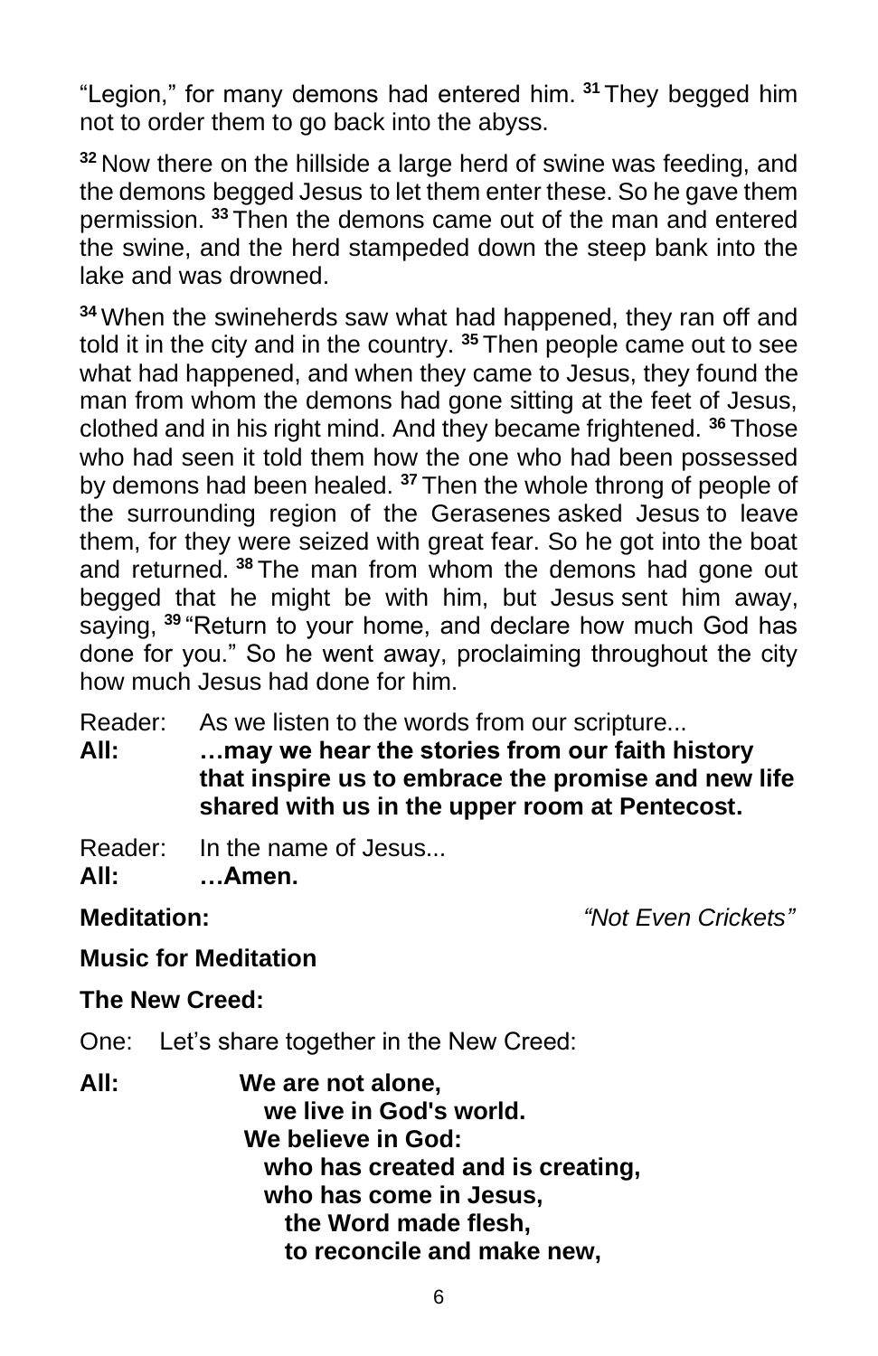"Legion," for many demons had entered him. [31] They begged him not to order them to go back into the abyss.

[32] Now there on the hillside a large herd of swine was feeding, and the demons begged Jesus to let them enter these. So he gave them permission. [33] Then the demons came out of the man and entered the swine, and the herd stampeded down the steep bank into the lake and was drowned.

[34] When the swineherds saw what had happened, they ran off and told it in the city and in the country. [35] Then people came out to see what had happened, and when they came to Jesus, they found the man from whom the demons had gone sitting at the feet of Jesus, clothed and in his right mind. And they became frightened. [36] Those who had seen it told them how the one who had been possessed by demons had been healed. [37] Then the whole throng of people of the surrounding region of the Gerasenes asked Jesus to leave them, for they were seized with great fear. So he got into the boat and returned. [38] The man from whom the demons had gone out begged that he might be with him, but Jesus sent him away, saying, [39] "Return to your home, and declare how much God has done for you." So he went away, proclaiming throughout the city how much Jesus had done for him.

Reader: As we listen to the words from our scripture...
**All: …may we hear the stories from our faith history that inspire us to embrace the promise and new life shared with us in the upper room at Pentecost.**

Reader: In the name of Jesus...
**All: …Amen.**

**Meditation:** *"Not Even Crickets"*

**Music for Meditation**

**The New Creed:**

One: Let's share together in the New Creed:

**All:**
**We are not alone,**
**we live in God's world.**
**We believe in God:**
**who has created and is creating,**
**who has come in Jesus,**
**the Word made flesh,**
**to reconcile and make new,**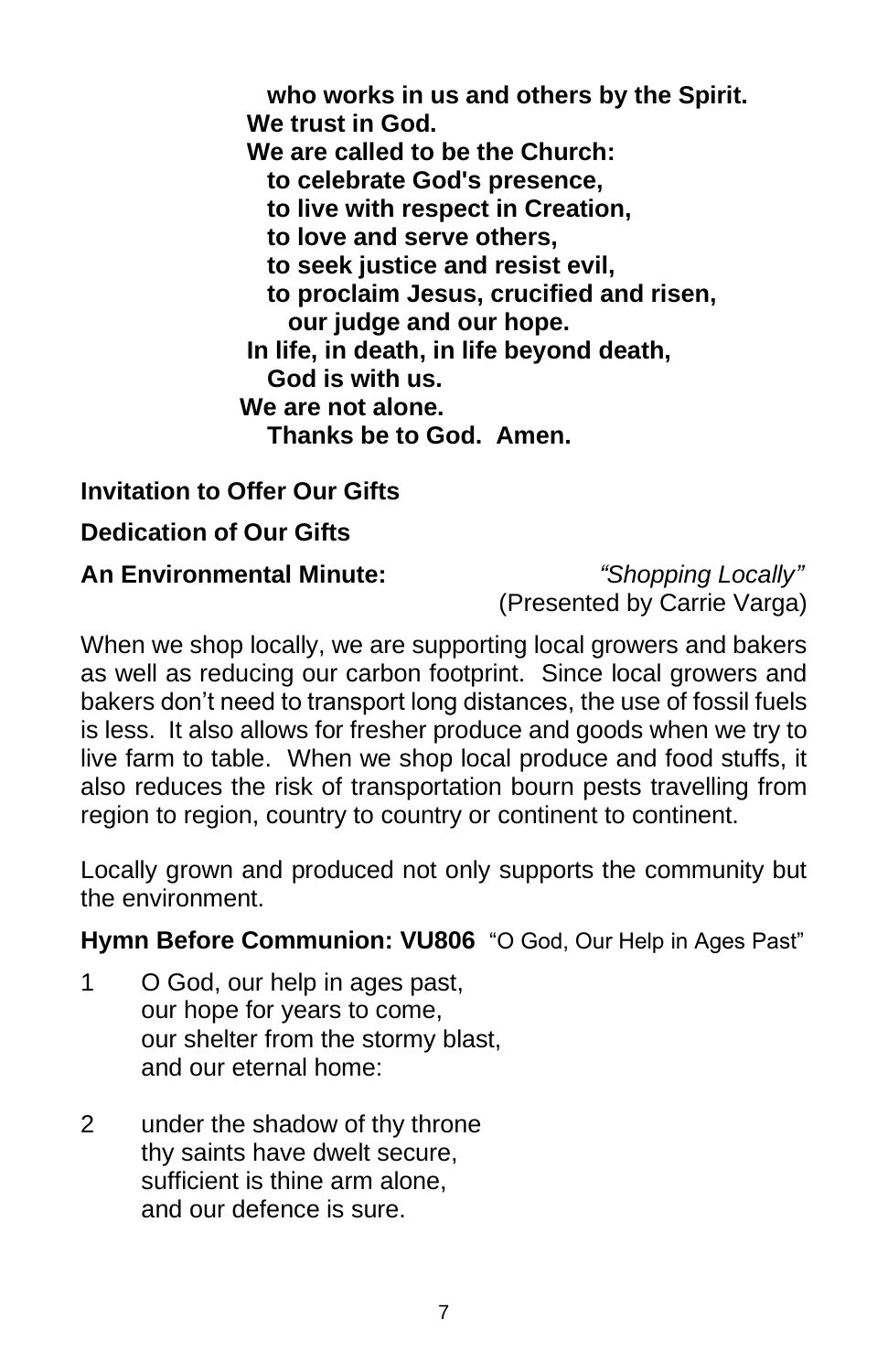**who works in us and others by the Spirit.**
**We trust in God.**
**We are called to be the Church:**
**to celebrate God's presence,**
**to live with respect in Creation,**
**to love and serve others,**
**to seek justice and resist evil,**
**to proclaim Jesus, crucified and risen,**
**our judge and our hope.**
**In life, in death, in life beyond death,**
**God is with us.**
**We are not alone.**
**Thanks be to God. Amen.**

**Invitation to Offer Our Gifts**

**Dedication of Our Gifts**

**An Environmental Minute:** *"Shopping Locally"*
(Presented by Carrie Varga)

When we shop locally, we are supporting local growers and bakers as well as reducing our carbon footprint. Since local growers and bakers don't need to transport long distances, the use of fossil fuels is less. It also allows for fresher produce and goods when we try to live farm to table. When we shop local produce and food stuffs, it also reduces the risk of transportation bourn pests travelling from region to region, country to country or continent to continent.

Locally grown and produced not only supports the community but the environment.

**Hymn Before Communion: VU806** "O God, Our Help in Ages Past"

1 O God, our help in ages past,
our hope for years to come,
our shelter from the stormy blast,
and our eternal home:

2 under the shadow of thy throne
thy saints have dwelt secure,
sufficient is thine arm alone,
and our defence is sure.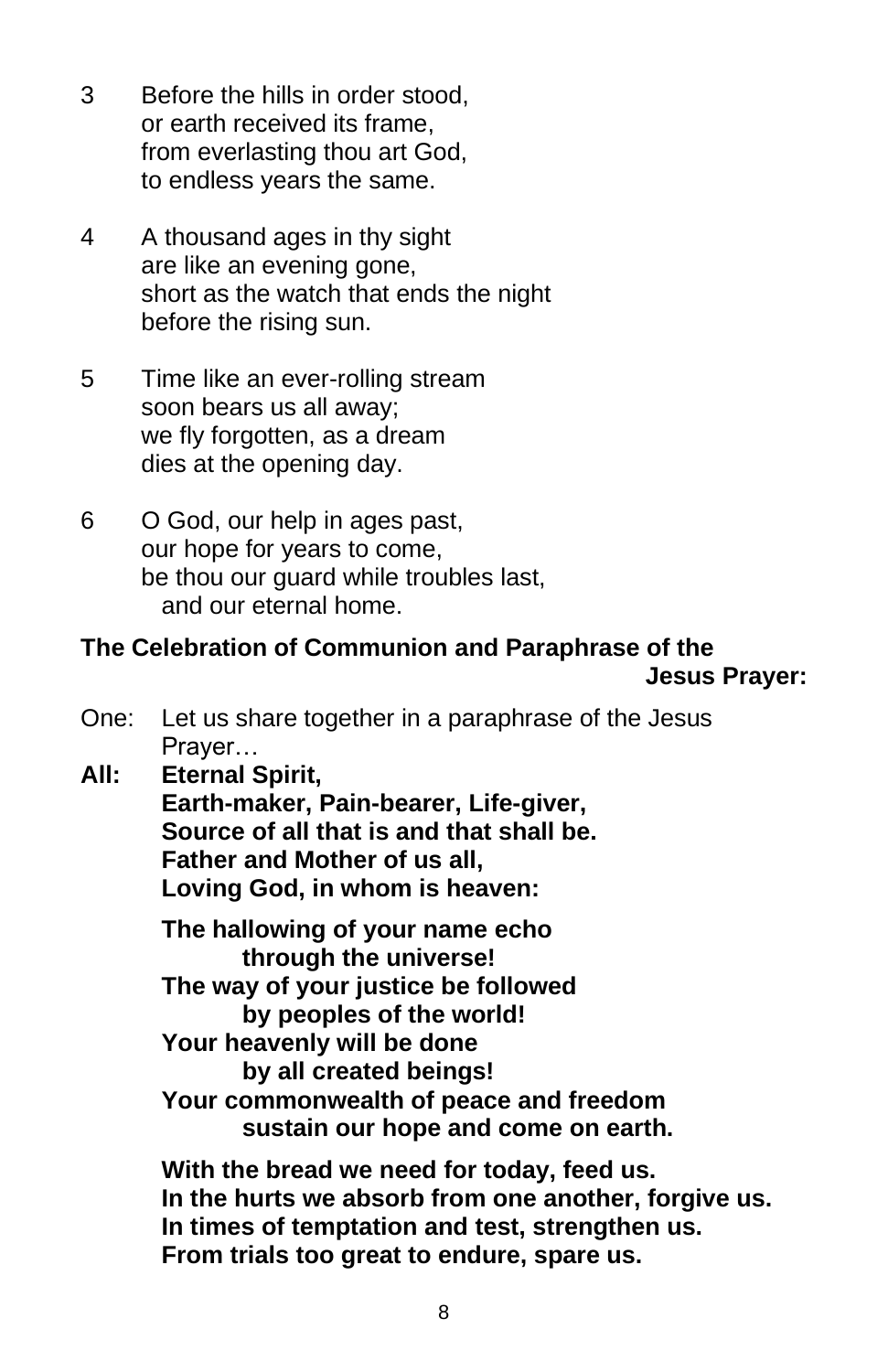3 Before the hills in order stood,  
or earth received its frame,  
from everlasting thou art God,  
to endless years the same.

4 A thousand ages in thy sight  
are like an evening gone,  
short as the watch that ends the night  
before the rising sun.

5 Time like an ever-rolling stream  
soon bears us all away;  
we fly forgotten, as a dream  
dies at the opening day.

6 O God, our help in ages past,  
our hope for years to come,  
be thou our guard while troubles last,  
and our eternal home.

**The Celebration of Communion and Paraphrase of the Jesus Prayer:**

One: Let us share together in a paraphrase of the Jesus Prayer…

**All: Eternal Spirit,**  
**Earth-maker, Pain-bearer, Life-giver,**  
**Source of all that is and that shall be.**  
**Father and Mother of us all,**  
**Loving God, in whom is heaven:**

**The hallowing of your name echo**  
**through the universe!**  
**The way of your justice be followed**  
**by peoples of the world!**  
**Your heavenly will be done**  
**by all created beings!**  
**Your commonwealth of peace and freedom**  
**sustain our hope and come on earth.**

**With the bread we need for today, feed us.**  
**In the hurts we absorb from one another, forgive us.**  
**In times of temptation and test, strengthen us.**  
**From trials too great to endure, spare us.**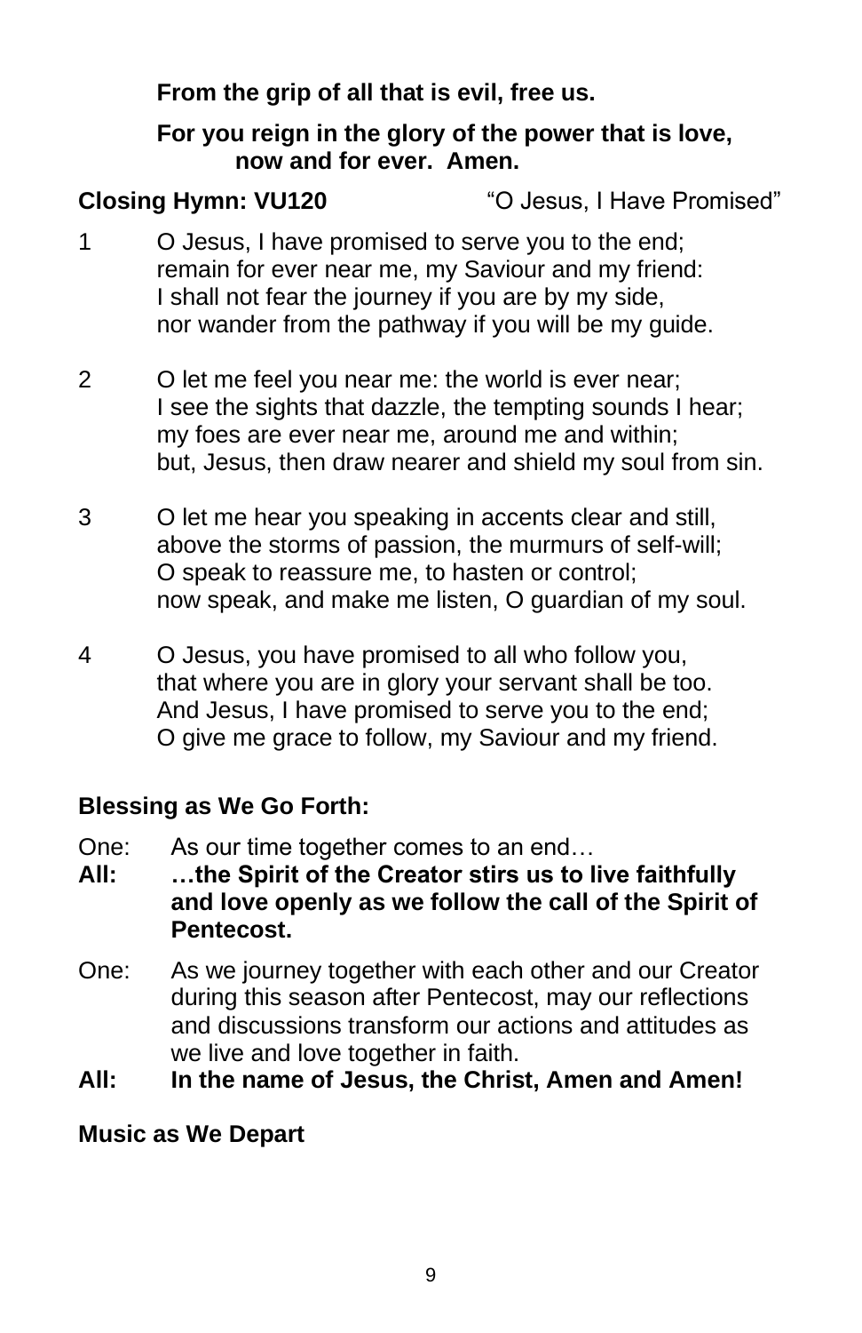**From the grip of all that is evil, free us.**

**For you reign in the glory of the power that is love, now and for ever. Amen.**

**Closing Hymn: VU120** “O Jesus, I Have Promised”

1 O Jesus, I have promised to serve you to the end;
remain for ever near me, my Saviour and my friend:
I shall not fear the journey if you are by my side,
nor wander from the pathway if you will be my guide.

2 O let me feel you near me: the world is ever near;
I see the sights that dazzle, the tempting sounds I hear;
my foes are ever near me, around me and within;
but, Jesus, then draw nearer and shield my soul from sin.

3 O let me hear you speaking in accents clear and still,
above the storms of passion, the murmurs of self-will;
O speak to reassure me, to hasten or control;
now speak, and make me listen, O guardian of my soul.

4 O Jesus, you have promised to all who follow you,
that where you are in glory your servant shall be too.
And Jesus, I have promised to serve you to the end;
O give me grace to follow, my Saviour and my friend.

**Blessing as We Go Forth:**

One: As our time together comes to an end…
**All: …the Spirit of the Creator stirs us to live faithfully and love openly as we follow the call of the Spirit of Pentecost.**

One: As we journey together with each other and our Creator during this season after Pentecost, may our reflections and discussions transform our actions and attitudes as we live and love together in faith.
**All: In the name of Jesus, the Christ, Amen and Amen!**

**Music as We Depart**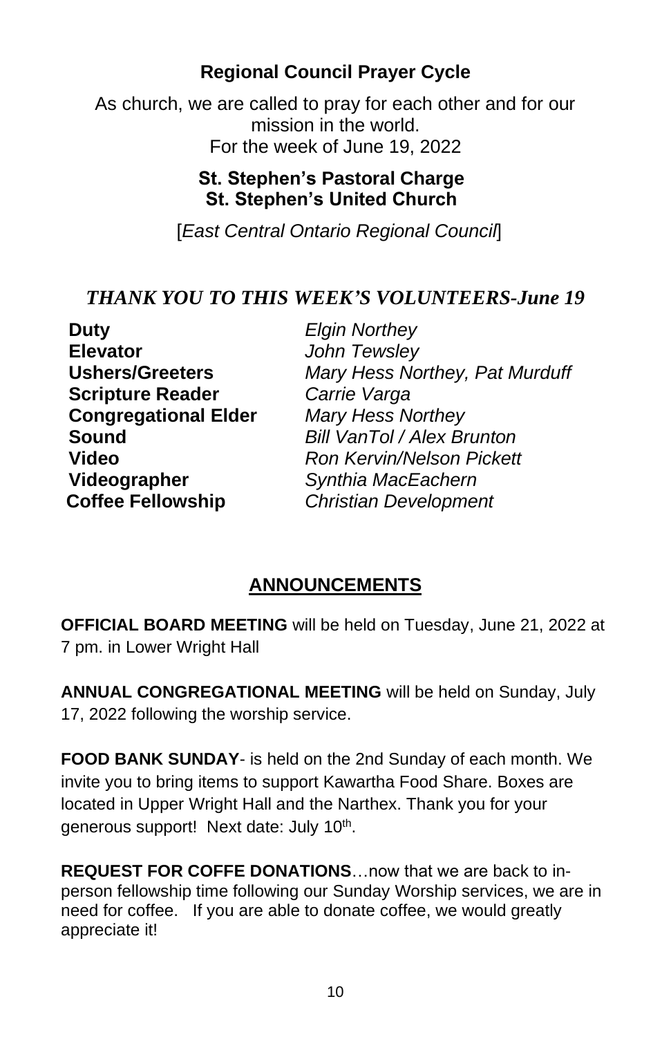## Regional Council Prayer Cycle

As church, we are called to pray for each other and for our mission in the world.
For the week of June 19, 2022

**St. Stephen's Pastoral Charge**
**St. Stephen's United Church**

[*East Central Ontario Regional Council*]

## *THANK YOU TO THIS WEEK'S VOLUNTEERS-June 19*

| | |
|---|---|
| **Duty** | *Elgin Northey* |
| **Elevator** | *John Tewsley* |
| **Ushers/Greeters** | *Mary Hess Northey, Pat Murduff* |
| **Scripture Reader** | *Carrie Varga* |
| **Congregational Elder** | *Mary Hess Northey* |
| **Sound** | *Bill VanTol / Alex Brunton* |
| **Video** | *Ron Kervin/Nelson Pickett* |
| **Videographer** | *Synthia MacEachern* |
| **Coffee Fellowship** | *Christian Development* |

## ANNOUNCEMENTS

**OFFICIAL BOARD MEETING** will be held on Tuesday, June 21, 2022 at 7 pm. in Lower Wright Hall

**ANNUAL CONGREGATIONAL MEETING** will be held on Sunday, July 17, 2022 following the worship service.

**FOOD BANK SUNDAY**- is held on the 2nd Sunday of each month. We invite you to bring items to support Kawartha Food Share. Boxes are located in Upper Wright Hall and the Narthex. Thank you for your generous support! Next date: July 10th.

**REQUEST FOR COFFE DONATIONS**…now that we are back to in-person fellowship time following our Sunday Worship services, we are in need for coffee. If you are able to donate coffee, we would greatly appreciate it!